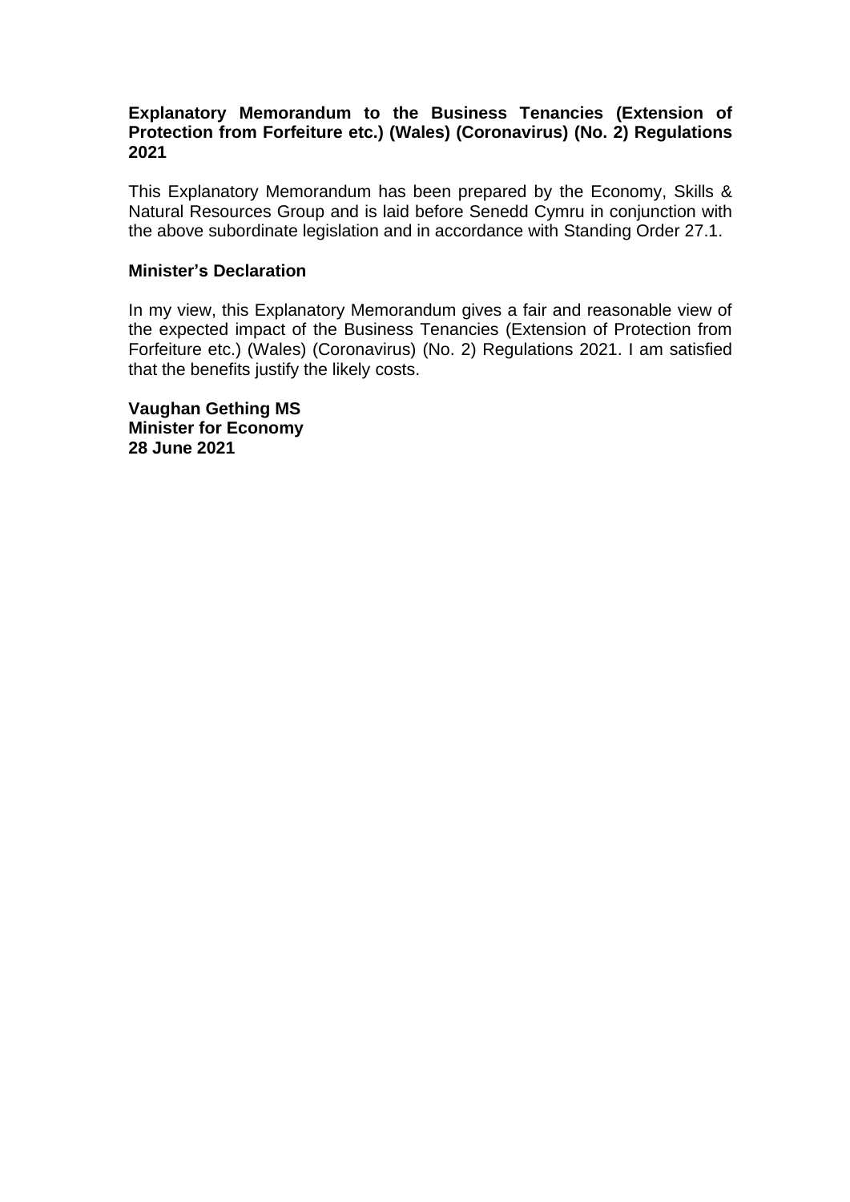# Explanatory Memorandum to the Business Tenancies (Extension of Protection from Forfeiture etc.) (Wales) (Coronavirus) (No. 2) Regulations 2021

This Explanatory Memorandum has been prepared by the Economy, Skills & Natural Resources Group and is laid before Senedd Cymru in conjunction with the above subordinate legislation and in accordance with Standing Order 27.1.

## Minister's Declaration

In my view, this Explanatory Memorandum gives a fair and reasonable view of the expected impact of the Business Tenancies (Extension of Protection from Forfeiture etc.) (Wales) (Coronavirus) (No. 2) Regulations 2021. I am satisfied that the benefits justify the likely costs.

**Vaughan Gething MS**
**Minister for Economy**
**28 June 2021**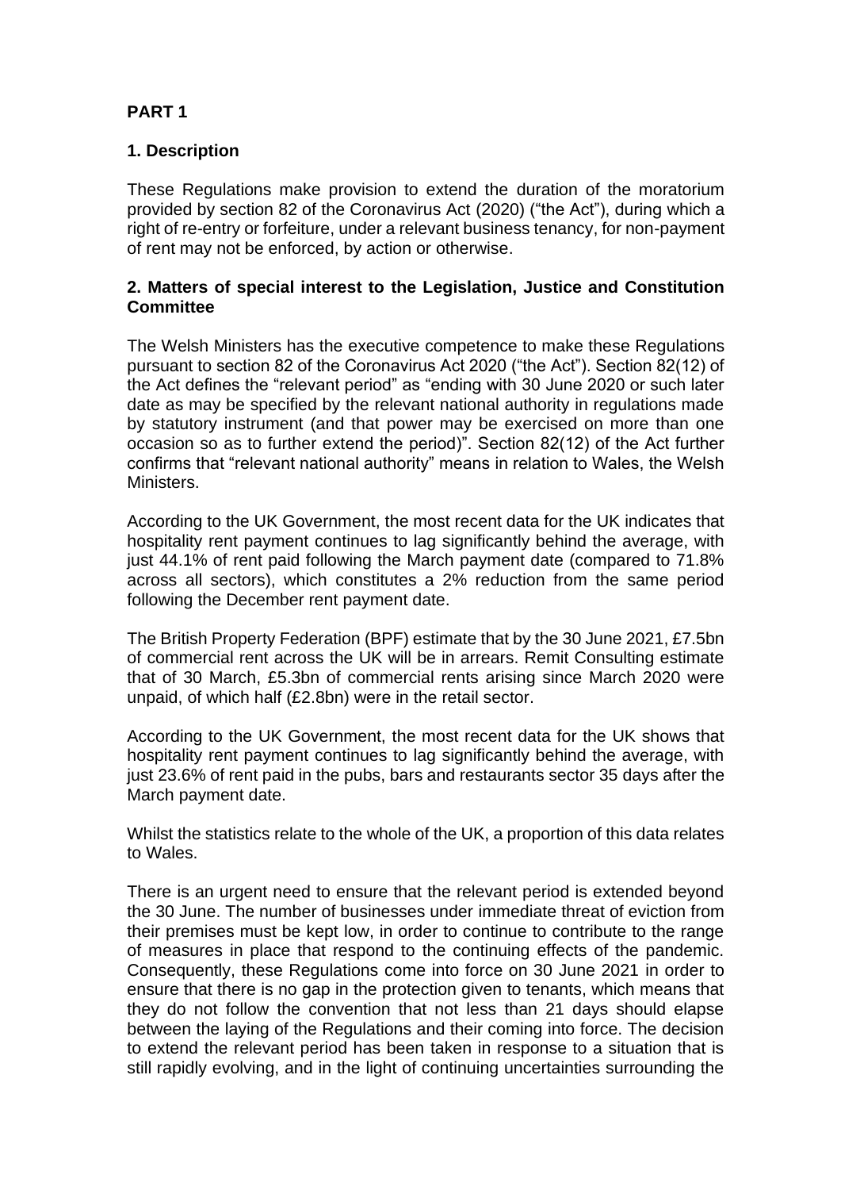## PART 1

### 1. Description

These Regulations make provision to extend the duration of the moratorium provided by section 82 of the Coronavirus Act (2020) ("the Act"), during which a right of re-entry or forfeiture, under a relevant business tenancy, for non-payment of rent may not be enforced, by action or otherwise.

### 2. Matters of special interest to the Legislation, Justice and Constitution Committee

The Welsh Ministers has the executive competence to make these Regulations pursuant to section 82 of the Coronavirus Act 2020 ("the Act"). Section 82(12) of the Act defines the "relevant period" as "ending with 30 June 2020 or such later date as may be specified by the relevant national authority in regulations made by statutory instrument (and that power may be exercised on more than one occasion so as to further extend the period)". Section 82(12) of the Act further confirms that "relevant national authority" means in relation to Wales, the Welsh Ministers.

According to the UK Government, the most recent data for the UK indicates that hospitality rent payment continues to lag significantly behind the average, with just 44.1% of rent paid following the March payment date (compared to 71.8% across all sectors), which constitutes a 2% reduction from the same period following the December rent payment date.

The British Property Federation (BPF) estimate that by the 30 June 2021, £7.5bn of commercial rent across the UK will be in arrears. Remit Consulting estimate that of 30 March, £5.3bn of commercial rents arising since March 2020 were unpaid, of which half (£2.8bn) were in the retail sector.

According to the UK Government, the most recent data for the UK shows that hospitality rent payment continues to lag significantly behind the average, with just 23.6% of rent paid in the pubs, bars and restaurants sector 35 days after the March payment date.

Whilst the statistics relate to the whole of the UK, a proportion of this data relates to Wales.

There is an urgent need to ensure that the relevant period is extended beyond the 30 June. The number of businesses under immediate threat of eviction from their premises must be kept low, in order to continue to contribute to the range of measures in place that respond to the continuing effects of the pandemic. Consequently, these Regulations come into force on 30 June 2021 in order to ensure that there is no gap in the protection given to tenants, which means that they do not follow the convention that not less than 21 days should elapse between the laying of the Regulations and their coming into force. The decision to extend the relevant period has been taken in response to a situation that is still rapidly evolving, and in the light of continuing uncertainties surrounding the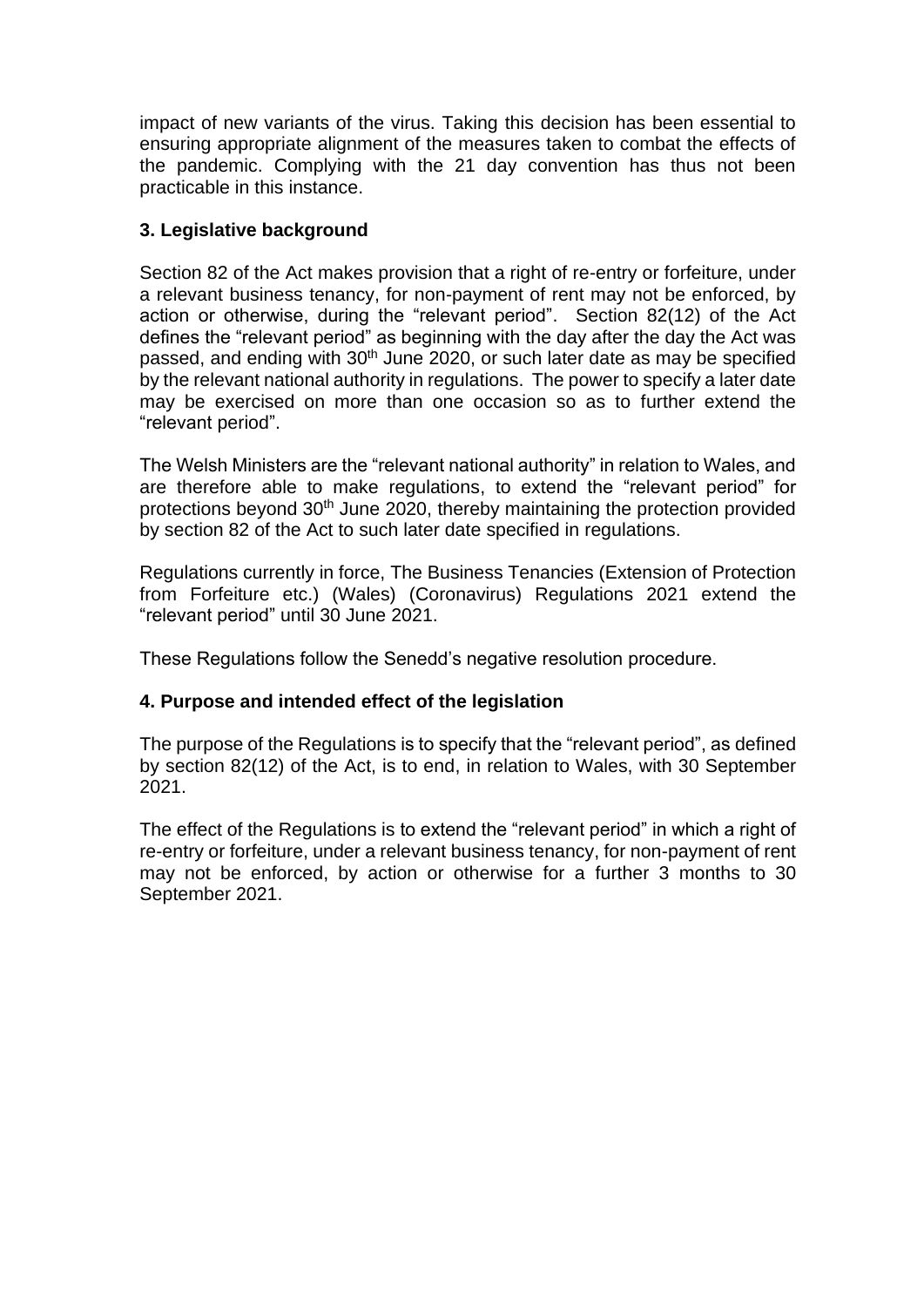impact of new variants of the virus. Taking this decision has been essential to ensuring appropriate alignment of the measures taken to combat the effects of the pandemic. Complying with the 21 day convention has thus not been practicable in this instance.

### 3. Legislative background

Section 82 of the Act makes provision that a right of re-entry or forfeiture, under a relevant business tenancy, for non-payment of rent may not be enforced, by action or otherwise, during the "relevant period". Section 82(12) of the Act defines the "relevant period" as beginning with the day after the day the Act was passed, and ending with 30th June 2020, or such later date as may be specified by the relevant national authority in regulations. The power to specify a later date may be exercised on more than one occasion so as to further extend the "relevant period".

The Welsh Ministers are the "relevant national authority" in relation to Wales, and are therefore able to make regulations, to extend the "relevant period" for protections beyond 30th June 2020, thereby maintaining the protection provided by section 82 of the Act to such later date specified in regulations.

Regulations currently in force, The Business Tenancies (Extension of Protection from Forfeiture etc.) (Wales) (Coronavirus) Regulations 2021 extend the "relevant period" until 30 June 2021.

These Regulations follow the Senedd's negative resolution procedure.

### 4. Purpose and intended effect of the legislation

The purpose of the Regulations is to specify that the "relevant period", as defined by section 82(12) of the Act, is to end, in relation to Wales, with 30 September 2021.

The effect of the Regulations is to extend the "relevant period" in which a right of re-entry or forfeiture, under a relevant business tenancy, for non-payment of rent may not be enforced, by action or otherwise for a further 3 months to 30 September 2021.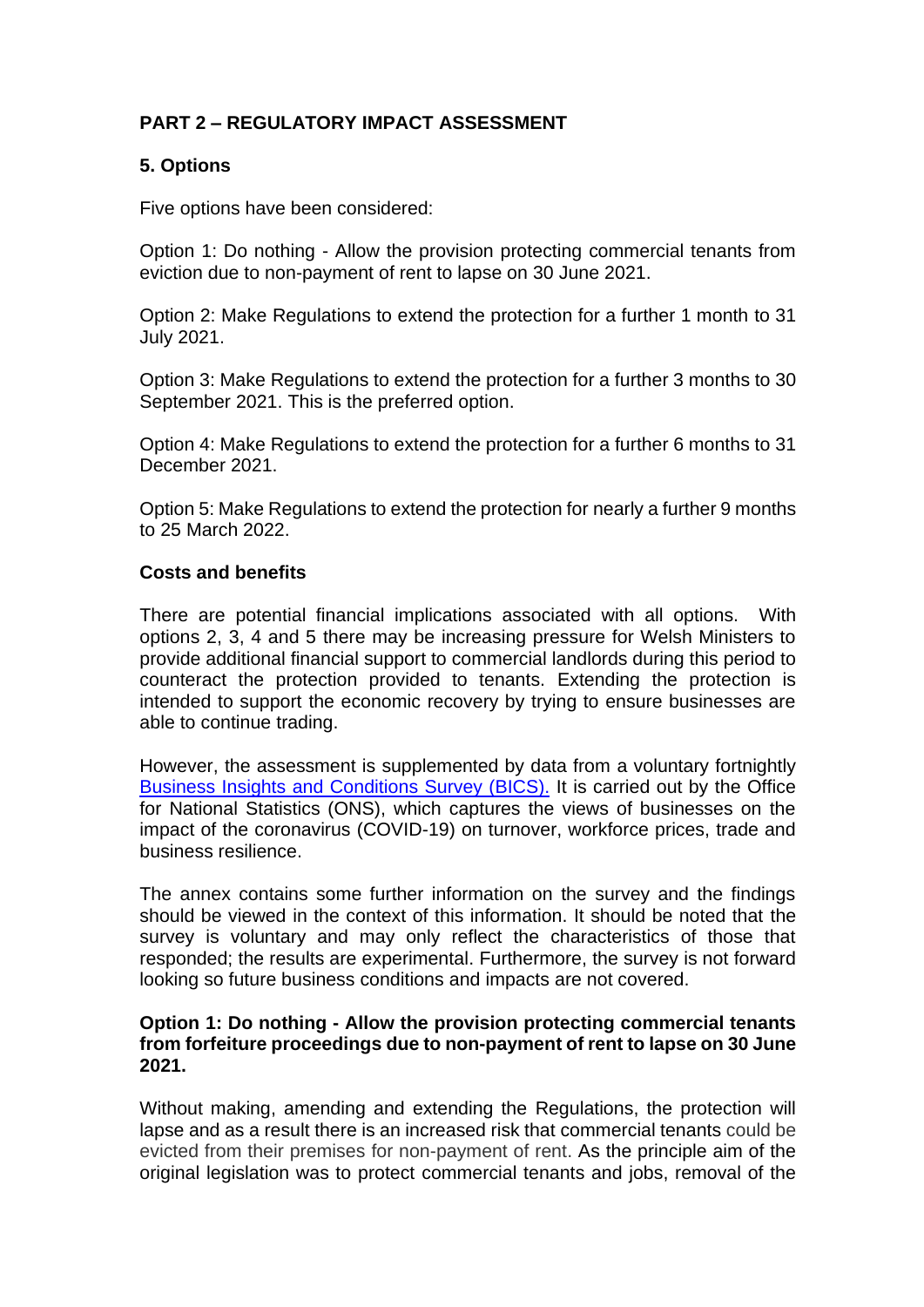## PART 2 – REGULATORY IMPACT ASSESSMENT

### 5. Options

Five options have been considered:

Option 1: Do nothing - Allow the provision protecting commercial tenants from eviction due to non-payment of rent to lapse on 30 June 2021.

Option 2: Make Regulations to extend the protection for a further 1 month to 31 July 2021.

Option 3: Make Regulations to extend the protection for a further 3 months to 30 September 2021. This is the preferred option.

Option 4: Make Regulations to extend the protection for a further 6 months to 31 December 2021.

Option 5: Make Regulations to extend the protection for nearly a further 9 months to 25 March 2022.

### Costs and benefits

There are potential financial implications associated with all options. With options 2, 3, 4 and 5 there may be increasing pressure for Welsh Ministers to provide additional financial support to commercial landlords during this period to counteract the protection provided to tenants. Extending the protection is intended to support the economic recovery by trying to ensure businesses are able to continue trading.

However, the assessment is supplemented by data from a voluntary fortnightly Business Insights and Conditions Survey (BICS). It is carried out by the Office for National Statistics (ONS), which captures the views of businesses on the impact of the coronavirus (COVID-19) on turnover, workforce prices, trade and business resilience.

The annex contains some further information on the survey and the findings should be viewed in the context of this information. It should be noted that the survey is voluntary and may only reflect the characteristics of those that responded; the results are experimental. Furthermore, the survey is not forward looking so future business conditions and impacts are not covered.

**Option 1: Do nothing - Allow the provision protecting commercial tenants from forfeiture proceedings due to non-payment of rent to lapse on 30 June 2021.**

Without making, amending and extending the Regulations, the protection will lapse and as a result there is an increased risk that commercial tenants could be evicted from their premises for non-payment of rent. As the principle aim of the original legislation was to protect commercial tenants and jobs, removal of the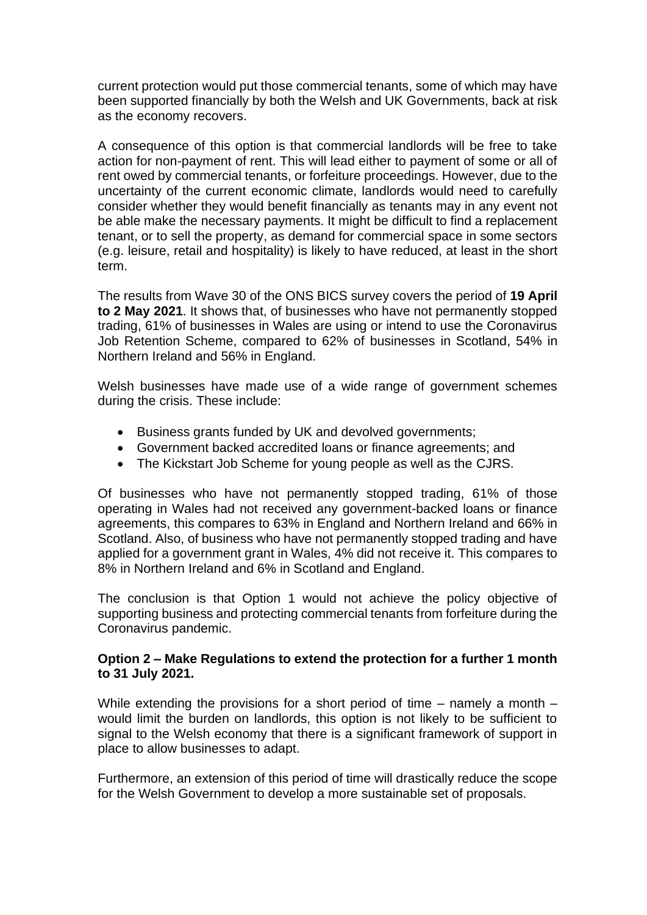current protection would put those commercial tenants, some of which may have been supported financially by both the Welsh and UK Governments, back at risk as the economy recovers.

A consequence of this option is that commercial landlords will be free to take action for non-payment of rent. This will lead either to payment of some or all of rent owed by commercial tenants, or forfeiture proceedings. However, due to the uncertainty of the current economic climate, landlords would need to carefully consider whether they would benefit financially as tenants may in any event not be able make the necessary payments. It might be difficult to find a replacement tenant, or to sell the property, as demand for commercial space in some sectors (e.g. leisure, retail and hospitality) is likely to have reduced, at least in the short term.

The results from Wave 30 of the ONS BICS survey covers the period of **19 April to 2 May 2021**. It shows that, of businesses who have not permanently stopped trading, 61% of businesses in Wales are using or intend to use the Coronavirus Job Retention Scheme, compared to 62% of businesses in Scotland, 54% in Northern Ireland and 56% in England.

Welsh businesses have made use of a wide range of government schemes during the crisis. These include:

- Business grants funded by UK and devolved governments;
- Government backed accredited loans or finance agreements; and
- The Kickstart Job Scheme for young people as well as the CJRS.

Of businesses who have not permanently stopped trading, 61% of those operating in Wales had not received any government-backed loans or finance agreements, this compares to 63% in England and Northern Ireland and 66% in Scotland. Also, of business who have not permanently stopped trading and have applied for a government grant in Wales, 4% did not receive it. This compares to 8% in Northern Ireland and 6% in Scotland and England.

The conclusion is that Option 1 would not achieve the policy objective of supporting business and protecting commercial tenants from forfeiture during the Coronavirus pandemic.

**Option 2 – Make Regulations to extend the protection for a further 1 month to 31 July 2021.**

While extending the provisions for a short period of time – namely a month – would limit the burden on landlords, this option is not likely to be sufficient to signal to the Welsh economy that there is a significant framework of support in place to allow businesses to adapt.

Furthermore, an extension of this period of time will drastically reduce the scope for the Welsh Government to develop a more sustainable set of proposals.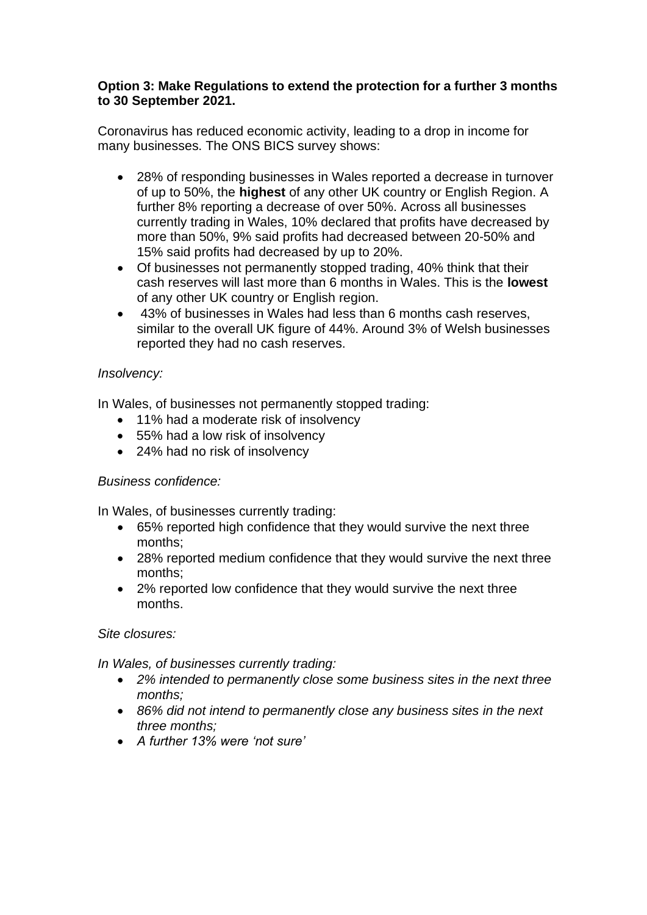**Option 3: Make Regulations to extend the protection for a further 3 months to 30 September 2021.**

Coronavirus has reduced economic activity, leading to a drop in income for many businesses. The ONS BICS survey shows:

- 28% of responding businesses in Wales reported a decrease in turnover of up to 50%, the **highest** of any other UK country or English Region. A further 8% reporting a decrease of over 50%. Across all businesses currently trading in Wales, 10% declared that profits have decreased by more than 50%, 9% said profits had decreased between 20-50% and 15% said profits had decreased by up to 20%.
- Of businesses not permanently stopped trading, 40% think that their cash reserves will last more than 6 months in Wales. This is the **lowest** of any other UK country or English region.
- 43% of businesses in Wales had less than 6 months cash reserves, similar to the overall UK figure of 44%. Around 3% of Welsh businesses reported they had no cash reserves.

*Insolvency:*

In Wales, of businesses not permanently stopped trading:

- 11% had a moderate risk of insolvency
- 55% had a low risk of insolvency
- 24% had no risk of insolvency

*Business confidence:*

In Wales, of businesses currently trading:

- 65% reported high confidence that they would survive the next three months;
- 28% reported medium confidence that they would survive the next three months;
- 2% reported low confidence that they would survive the next three months.

*Site closures:*

*In Wales, of businesses currently trading:*

- *2% intended to permanently close some business sites in the next three months;*
- *86% did not intend to permanently close any business sites in the next three months;*
- *A further 13% were 'not sure'*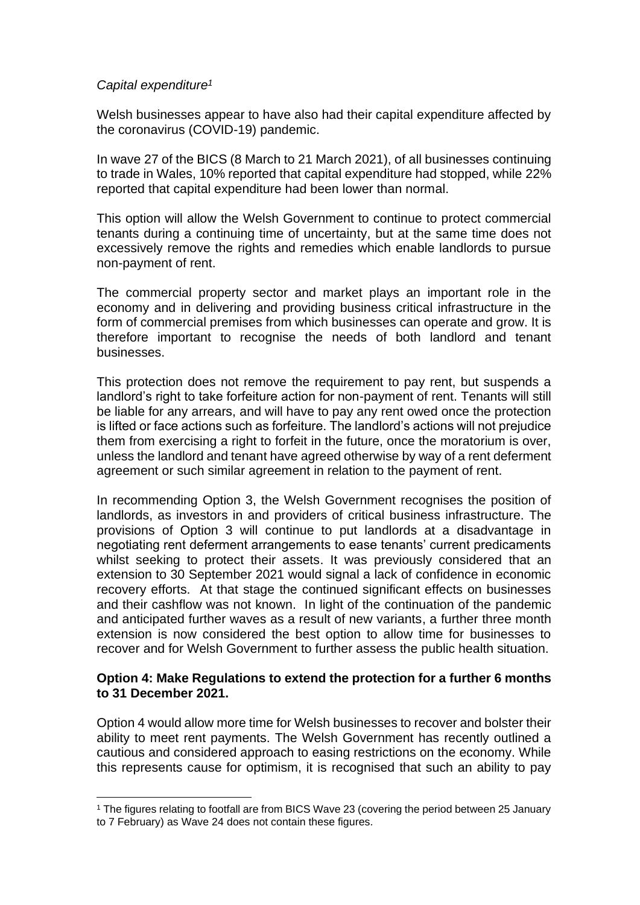*Capital expenditure*[1]

Welsh businesses appear to have also had their capital expenditure affected by the coronavirus (COVID-19) pandemic.

In wave 27 of the BICS (8 March to 21 March 2021), of all businesses continuing to trade in Wales, 10% reported that capital expenditure had stopped, while 22% reported that capital expenditure had been lower than normal.

This option will allow the Welsh Government to continue to protect commercial tenants during a continuing time of uncertainty, but at the same time does not excessively remove the rights and remedies which enable landlords to pursue non-payment of rent.

The commercial property sector and market plays an important role in the economy and in delivering and providing business critical infrastructure in the form of commercial premises from which businesses can operate and grow. It is therefore important to recognise the needs of both landlord and tenant businesses.

This protection does not remove the requirement to pay rent, but suspends a landlord's right to take forfeiture action for non-payment of rent. Tenants will still be liable for any arrears, and will have to pay any rent owed once the protection is lifted or face actions such as forfeiture. The landlord's actions will not prejudice them from exercising a right to forfeit in the future, once the moratorium is over, unless the landlord and tenant have agreed otherwise by way of a rent deferment agreement or such similar agreement in relation to the payment of rent.

In recommending Option 3, the Welsh Government recognises the position of landlords, as investors in and providers of critical business infrastructure. The provisions of Option 3 will continue to put landlords at a disadvantage in negotiating rent deferment arrangements to ease tenants' current predicaments whilst seeking to protect their assets. It was previously considered that an extension to 30 September 2021 would signal a lack of confidence in economic recovery efforts. At that stage the continued significant effects on businesses and their cashflow was not known. In light of the continuation of the pandemic and anticipated further waves as a result of new variants, a further three month extension is now considered the best option to allow time for businesses to recover and for Welsh Government to further assess the public health situation.

**Option 4: Make Regulations to extend the protection for a further 6 months to 31 December 2021.**

Option 4 would allow more time for Welsh businesses to recover and bolster their ability to meet rent payments. The Welsh Government has recently outlined a cautious and considered approach to easing restrictions on the economy. While this represents cause for optimism, it is recognised that such an ability to pay

[1] The figures relating to footfall are from BICS Wave 23 (covering the period between 25 January to 7 February) as Wave 24 does not contain these figures.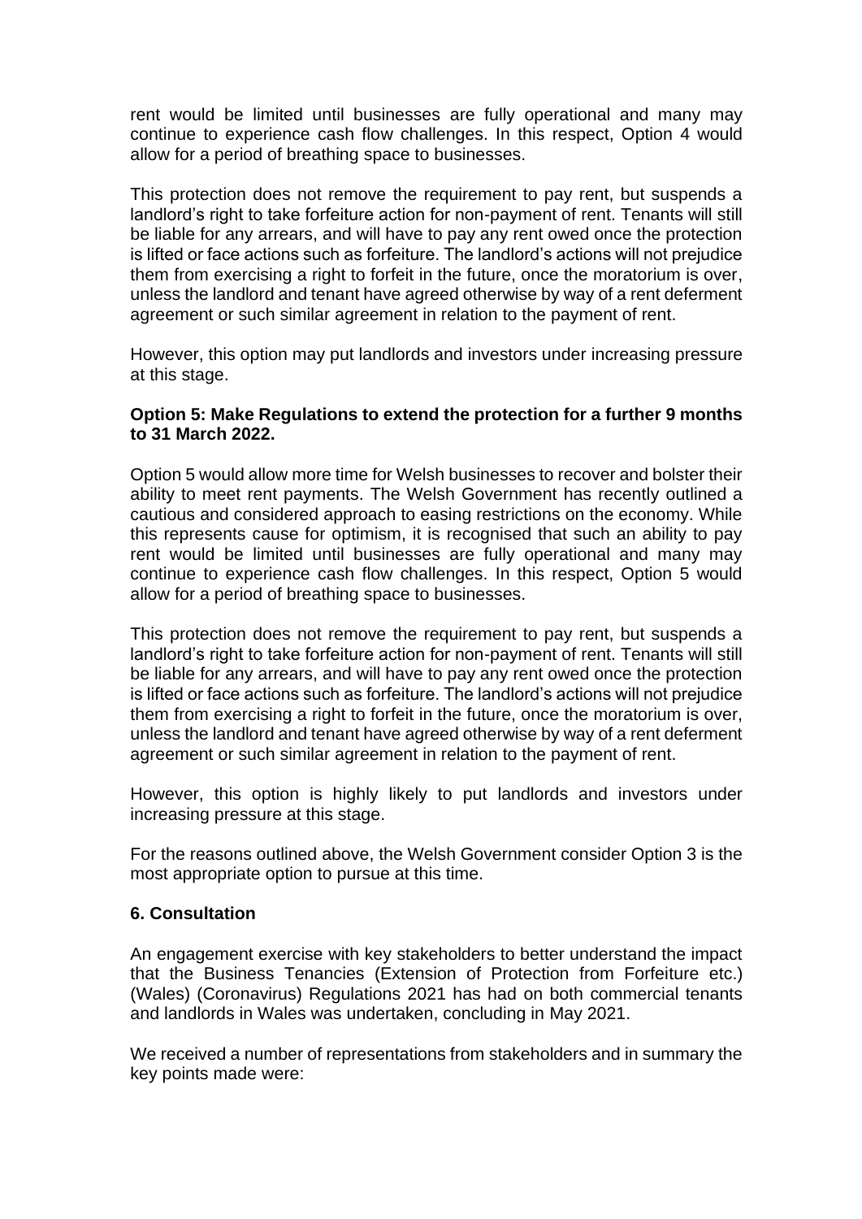rent would be limited until businesses are fully operational and many may continue to experience cash flow challenges. In this respect, Option 4 would allow for a period of breathing space to businesses.

This protection does not remove the requirement to pay rent, but suspends a landlord's right to take forfeiture action for non-payment of rent. Tenants will still be liable for any arrears, and will have to pay any rent owed once the protection is lifted or face actions such as forfeiture. The landlord's actions will not prejudice them from exercising a right to forfeit in the future, once the moratorium is over, unless the landlord and tenant have agreed otherwise by way of a rent deferment agreement or such similar agreement in relation to the payment of rent.

However, this option may put landlords and investors under increasing pressure at this stage.

**Option 5: Make Regulations to extend the protection for a further 9 months to 31 March 2022.**

Option 5 would allow more time for Welsh businesses to recover and bolster their ability to meet rent payments. The Welsh Government has recently outlined a cautious and considered approach to easing restrictions on the economy. While this represents cause for optimism, it is recognised that such an ability to pay rent would be limited until businesses are fully operational and many may continue to experience cash flow challenges. In this respect, Option 5 would allow for a period of breathing space to businesses.

This protection does not remove the requirement to pay rent, but suspends a landlord's right to take forfeiture action for non-payment of rent. Tenants will still be liable for any arrears, and will have to pay any rent owed once the protection is lifted or face actions such as forfeiture. The landlord's actions will not prejudice them from exercising a right to forfeit in the future, once the moratorium is over, unless the landlord and tenant have agreed otherwise by way of a rent deferment agreement or such similar agreement in relation to the payment of rent.

However, this option is highly likely to put landlords and investors under increasing pressure at this stage.

For the reasons outlined above, the Welsh Government consider Option 3 is the most appropriate option to pursue at this time.

## 6. Consultation

An engagement exercise with key stakeholders to better understand the impact that the Business Tenancies (Extension of Protection from Forfeiture etc.) (Wales) (Coronavirus) Regulations 2021 has had on both commercial tenants and landlords in Wales was undertaken, concluding in May 2021.

We received a number of representations from stakeholders and in summary the key points made were: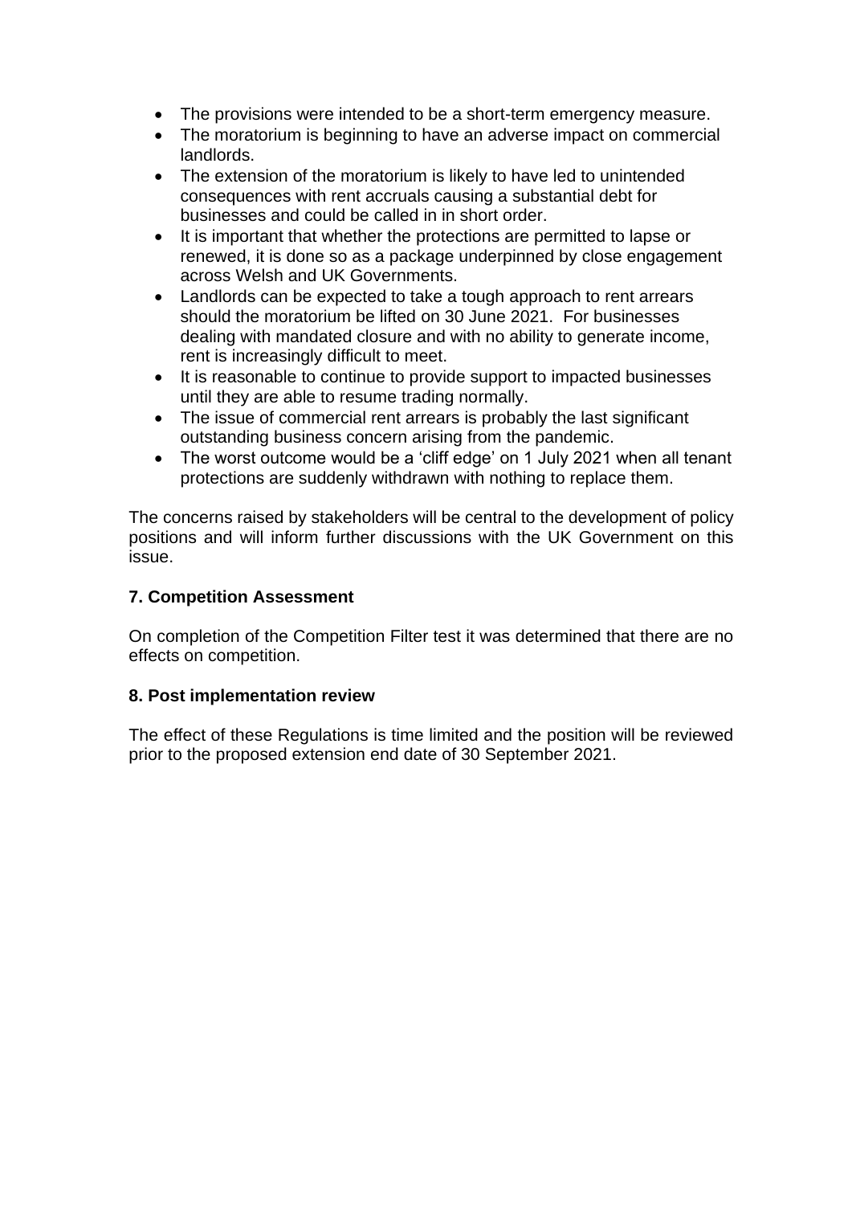- The provisions were intended to be a short-term emergency measure.
- The moratorium is beginning to have an adverse impact on commercial landlords.
- The extension of the moratorium is likely to have led to unintended consequences with rent accruals causing a substantial debt for businesses and could be called in in short order.
- It is important that whether the protections are permitted to lapse or renewed, it is done so as a package underpinned by close engagement across Welsh and UK Governments.
- Landlords can be expected to take a tough approach to rent arrears should the moratorium be lifted on 30 June 2021. For businesses dealing with mandated closure and with no ability to generate income, rent is increasingly difficult to meet.
- It is reasonable to continue to provide support to impacted businesses until they are able to resume trading normally.
- The issue of commercial rent arrears is probably the last significant outstanding business concern arising from the pandemic.
- The worst outcome would be a 'cliff edge' on 1 July 2021 when all tenant protections are suddenly withdrawn with nothing to replace them.

The concerns raised by stakeholders will be central to the development of policy positions and will inform further discussions with the UK Government on this issue.

## 7. Competition Assessment

On completion of the Competition Filter test it was determined that there are no effects on competition.

## 8. Post implementation review

The effect of these Regulations is time limited and the position will be reviewed prior to the proposed extension end date of 30 September 2021.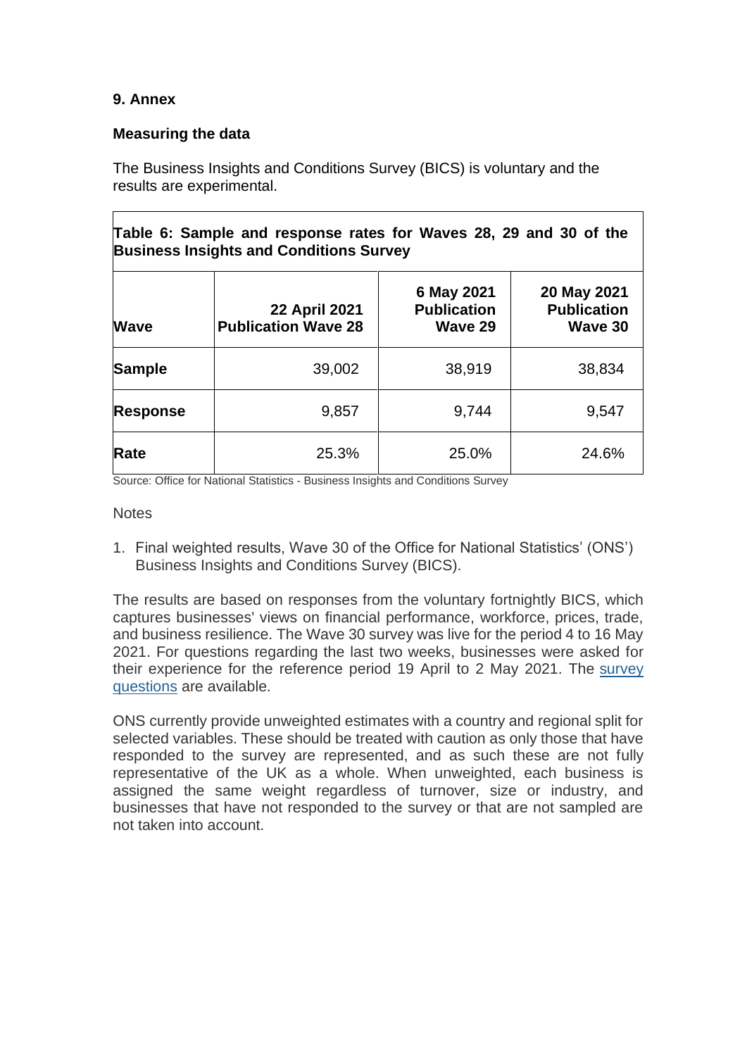## 9. Annex

### Measuring the data

The Business Insights and Conditions Survey (BICS) is voluntary and the results are experimental.

**Table 6: Sample and response rates for Waves 28, 29 and 30 of the Business Insights and Conditions Survey**

| Wave | 22 April 2021 Publication Wave 28 | 6 May 2021 Publication Wave 29 | 20 May 2021 Publication Wave 30 |
|---|---|---|---|
| **Sample** | 39,002 | 38,919 | 38,834 |
| **Response** | 9,857 | 9,744 | 9,547 |
| **Rate** | 25.3% | 25.0% | 24.6% |

Source: Office for National Statistics - Business Insights and Conditions Survey

Notes

1. Final weighted results, Wave 30 of the Office for National Statistics' (ONS') Business Insights and Conditions Survey (BICS).

The results are based on responses from the voluntary fortnightly BICS, which captures businesses' views on financial performance, workforce, prices, trade, and business resilience. The Wave 30 survey was live for the period 4 to 16 May 2021. For questions regarding the last two weeks, businesses were asked for their experience for the reference period 19 April to 2 May 2021. The survey questions are available.

ONS currently provide unweighted estimates with a country and regional split for selected variables. These should be treated with caution as only those that have responded to the survey are represented, and as such these are not fully representative of the UK as a whole. When unweighted, each business is assigned the same weight regardless of turnover, size or industry, and businesses that have not responded to the survey or that are not sampled are not taken into account.